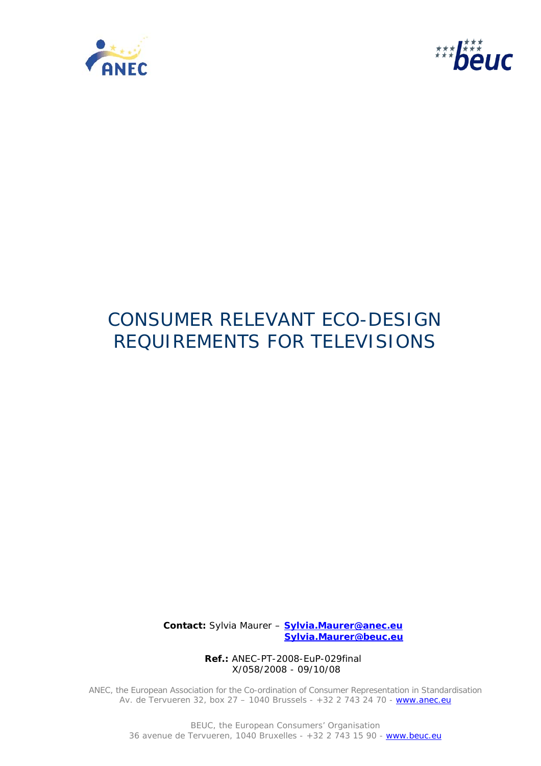# CONSUMER RELEVANT ECO-DESIGN REQUIREMENTS FOR TELEVISIONS

**Contact:** Sylvia Maurer – **Sylvia.Maurer@anec.eu**
**Sylvia.Maurer@beuc.eu**

**Ref.:** ANEC-PT-2008-EuP-029final
X/058/2008 - 09/10/08

ANEC, the European Association for the Co-ordination of Consumer Representation in Standardisation
Av. de Tervueren 32, box 27 – 1040 Brussels - +32 2 743 24 70 - www.anec.eu

BEUC, the European Consumers' Organisation
36 avenue de Tervueren, 1040 Bruxelles - +32 2 743 15 90 - www.beuc.eu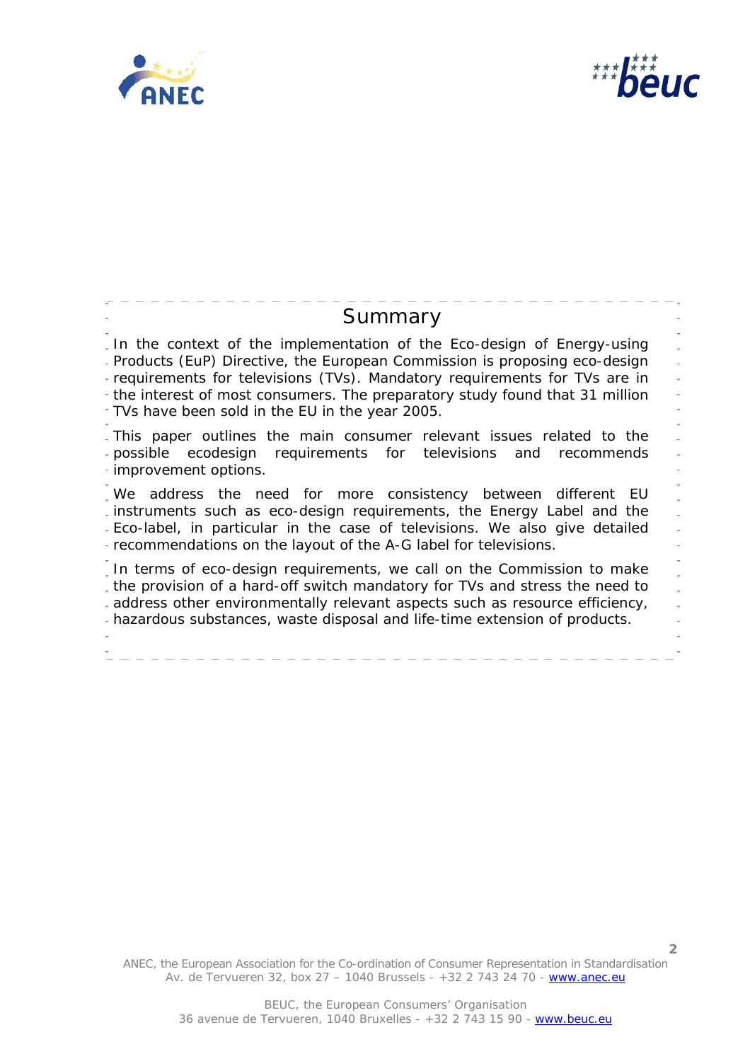## Summary

In the context of the implementation of the Eco-design of Energy-using Products (EuP) Directive, the European Commission is proposing eco-design requirements for televisions (TVs). Mandatory requirements for TVs are in the interest of most consumers. The preparatory study found that 31 million TVs have been sold in the EU in the year 2005.

This paper outlines the main consumer relevant issues related to the possible ecodesign requirements for televisions and recommends improvement options.

We address the need for more consistency between different EU instruments such as eco-design requirements, the Energy Label and the Eco-label, in particular in the case of televisions. We also give detailed recommendations on the layout of the A-G label for televisions.

In terms of eco-design requirements, we call on the Commission to make the provision of a hard-off switch mandatory for TVs and stress the need to address other environmentally relevant aspects such as resource efficiency, hazardous substances, waste disposal and life-time extension of products.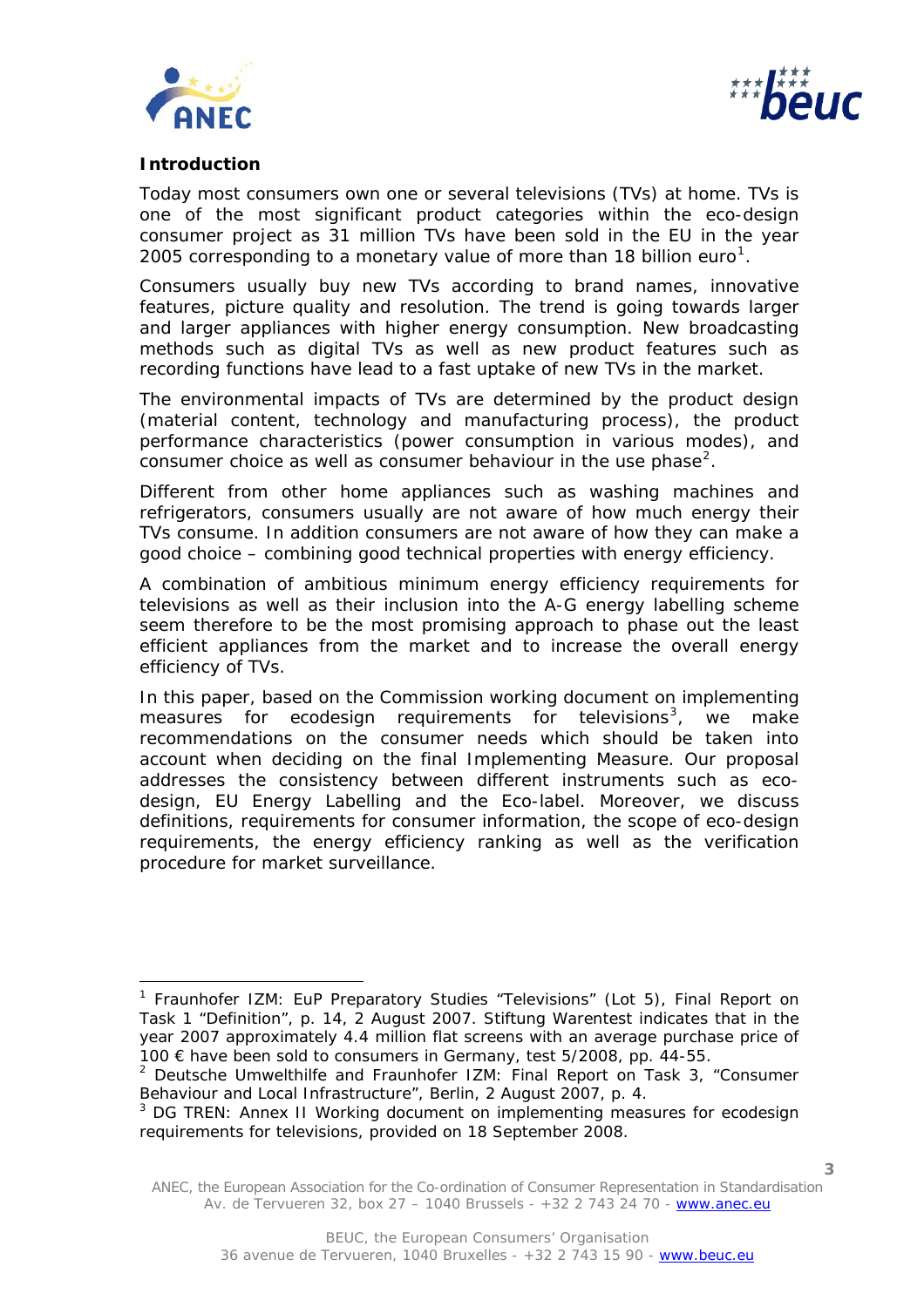## Introduction

Today most consumers own one or several televisions (TVs) at home. TVs is one of the most significant product categories within the eco-design consumer project as 31 million TVs have been sold in the EU in the year 2005 corresponding to a monetary value of more than 18 billion euro[1].

Consumers usually buy new TVs according to brand names, innovative features, picture quality and resolution. The trend is going towards larger and larger appliances with higher energy consumption. New broadcasting methods such as digital TVs as well as new product features such as recording functions have lead to a fast uptake of new TVs in the market.

The environmental impacts of TVs are determined by the product design (material content, technology and manufacturing process), the product performance characteristics (power consumption in various modes), and consumer choice as well as consumer behaviour in the use phase[2].

Different from other home appliances such as washing machines and refrigerators, consumers usually are not aware of how much energy their TVs consume. In addition consumers are not aware of how they can make a good choice – combining good technical properties with energy efficiency.

A combination of ambitious minimum energy efficiency requirements for televisions as well as their inclusion into the A-G energy labelling scheme seem therefore to be the most promising approach to phase out the least efficient appliances from the market and to increase the overall energy efficiency of TVs.

In this paper, based on the Commission working document on implementing measures for ecodesign requirements for televisions[3], we make recommendations on the consumer needs which should be taken into account when deciding on the final Implementing Measure. Our proposal addresses the consistency between different instruments such as eco-design, EU Energy Labelling and the Eco-label. Moreover, we discuss definitions, requirements for consumer information, the scope of eco-design requirements, the energy efficiency ranking as well as the verification procedure for market surveillance.

---

[1] Fraunhofer IZM: EuP Preparatory Studies "Televisions" (Lot 5), Final Report on Task 1 "Definition", p. 14, 2 August 2007. Stiftung Warentest indicates that in the year 2007 approximately 4.4 million flat screens with an average purchase price of 100 € have been sold to consumers in Germany, test 5/2008, pp. 44-55.

[2] Deutsche Umwelthilfe and Fraunhofer IZM: Final Report on Task 3, "Consumer Behaviour and Local Infrastructure", Berlin, 2 August 2007, p. 4.

[3] DG TREN: Annex II Working document on implementing measures for ecodesign requirements for televisions, provided on 18 September 2008.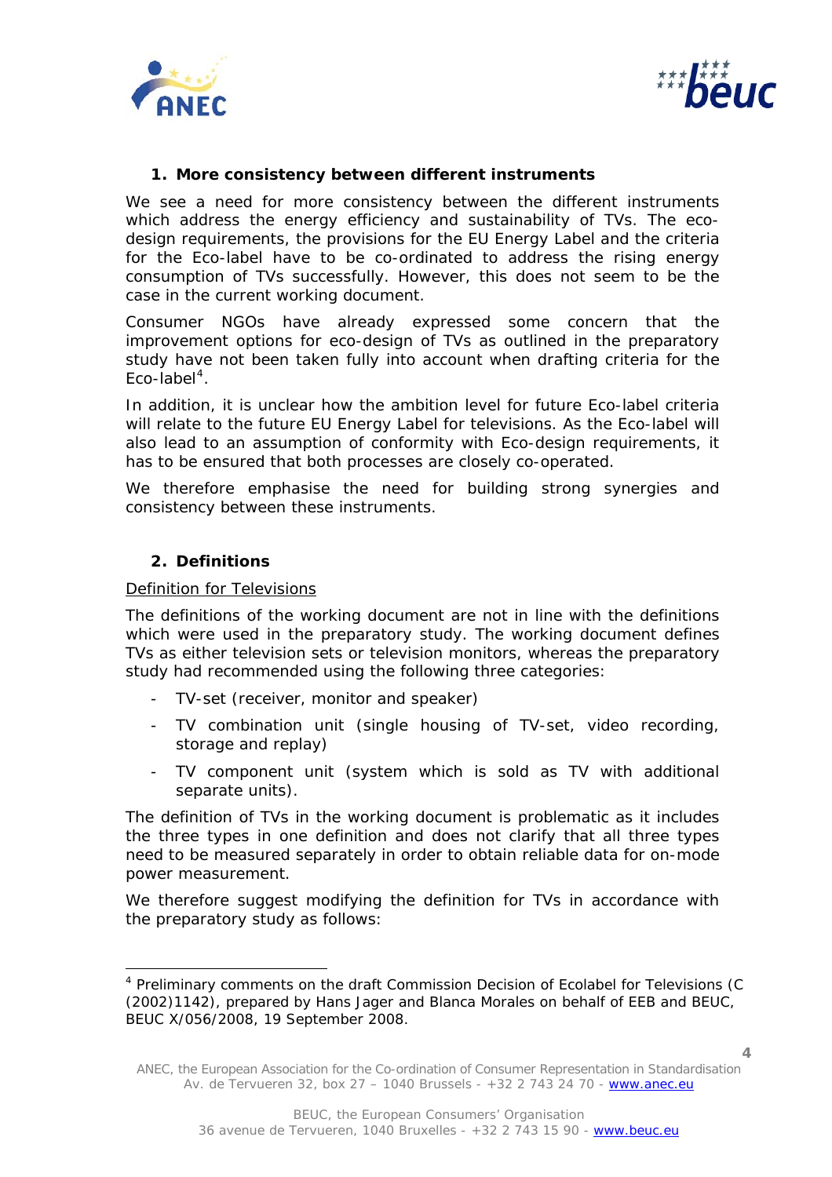## 1. More consistency between different instruments

We see a need for more consistency between the different instruments which address the energy efficiency and sustainability of TVs. The eco-design requirements, the provisions for the EU Energy Label and the criteria for the Eco-label have to be co-ordinated to address the rising energy consumption of TVs successfully. However, this does not seem to be the case in the current working document.

Consumer NGOs have already expressed some concern that the improvement options for eco-design of TVs as outlined in the preparatory study have not been taken fully into account when drafting criteria for the Eco-label[4].

In addition, it is unclear how the ambition level for future Eco-label criteria will relate to the future EU Energy Label for televisions. As the Eco-label will also lead to an assumption of conformity with Eco-design requirements, it has to be ensured that both processes are closely co-operated.

We therefore emphasise the need for building strong synergies and consistency between these instruments.

## 2. Definitions

Definition for Televisions

The definitions of the working document are not in line with the definitions which were used in the preparatory study. The working document defines TVs as either television sets or television monitors, whereas the preparatory study had recommended using the following three categories:

- TV-set (receiver, monitor and speaker)
- TV combination unit (single housing of TV-set, video recording, storage and replay)
- TV component unit (system which is sold as TV with additional separate units).

The definition of TVs in the working document is problematic as it includes the three types in one definition and does not clarify that all three types need to be measured separately in order to obtain reliable data for on-mode power measurement.

We therefore suggest modifying the definition for TVs in accordance with the preparatory study as follows:

[4] Preliminary comments on the draft Commission Decision of Ecolabel for Televisions (C (2002)1142), prepared by Hans Jager and Blanca Morales on behalf of EEB and BEUC, BEUC X/056/2008, 19 September 2008.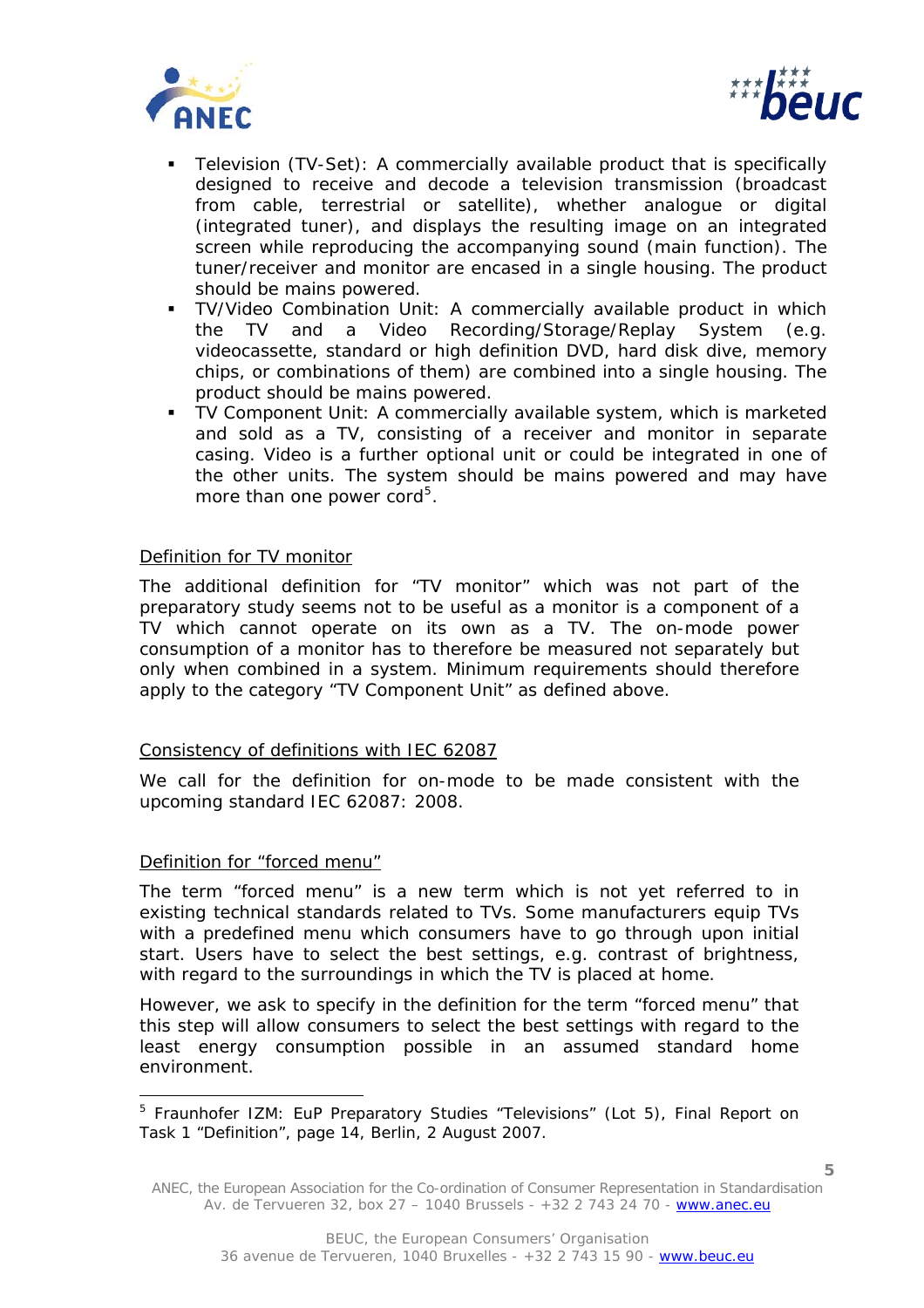- Television (TV-Set): A commercially available product that is specifically designed to receive and decode a television transmission (broadcast from cable, terrestrial or satellite), whether analogue or digital (integrated tuner), and displays the resulting image on an integrated screen while reproducing the accompanying sound (main function). The tuner/receiver and monitor are encased in a single housing. The product should be mains powered.
- TV/Video Combination Unit: A commercially available product in which the TV and a Video Recording/Storage/Replay System (e.g. videocassette, standard or high definition DVD, hard disk dive, memory chips, or combinations of them) are combined into a single housing. The product should be mains powered.
- TV Component Unit: A commercially available system, which is marketed and sold as a TV, consisting of a receiver and monitor in separate casing. Video is a further optional unit or could be integrated in one of the other units. The system should be mains powered and may have more than one power cord[5].

Definition for TV monitor

The additional definition for "TV monitor" which was not part of the preparatory study seems not to be useful as a monitor is a component of a TV which cannot operate on its own as a TV. The on-mode power consumption of a monitor has to therefore be measured not separately but only when combined in a system. Minimum requirements should therefore apply to the category "TV Component Unit" as defined above.

Consistency of definitions with IEC 62087

We call for the definition for on-mode to be made consistent with the upcoming standard IEC 62087: 2008.

Definition for "forced menu"

The term "forced menu" is a new term which is not yet referred to in existing technical standards related to TVs. Some manufacturers equip TVs with a predefined menu which consumers have to go through upon initial start. Users have to select the best settings, e.g. contrast of brightness, with regard to the surroundings in which the TV is placed at home.

However, we ask to specify in the definition for the term "forced menu" that this step will allow consumers to select the best settings with regard to the least energy consumption possible in an assumed standard home environment.

[5] Fraunhofer IZM: EuP Preparatory Studies "Televisions" (Lot 5), Final Report on Task 1 "Definition", page 14, Berlin, 2 August 2007.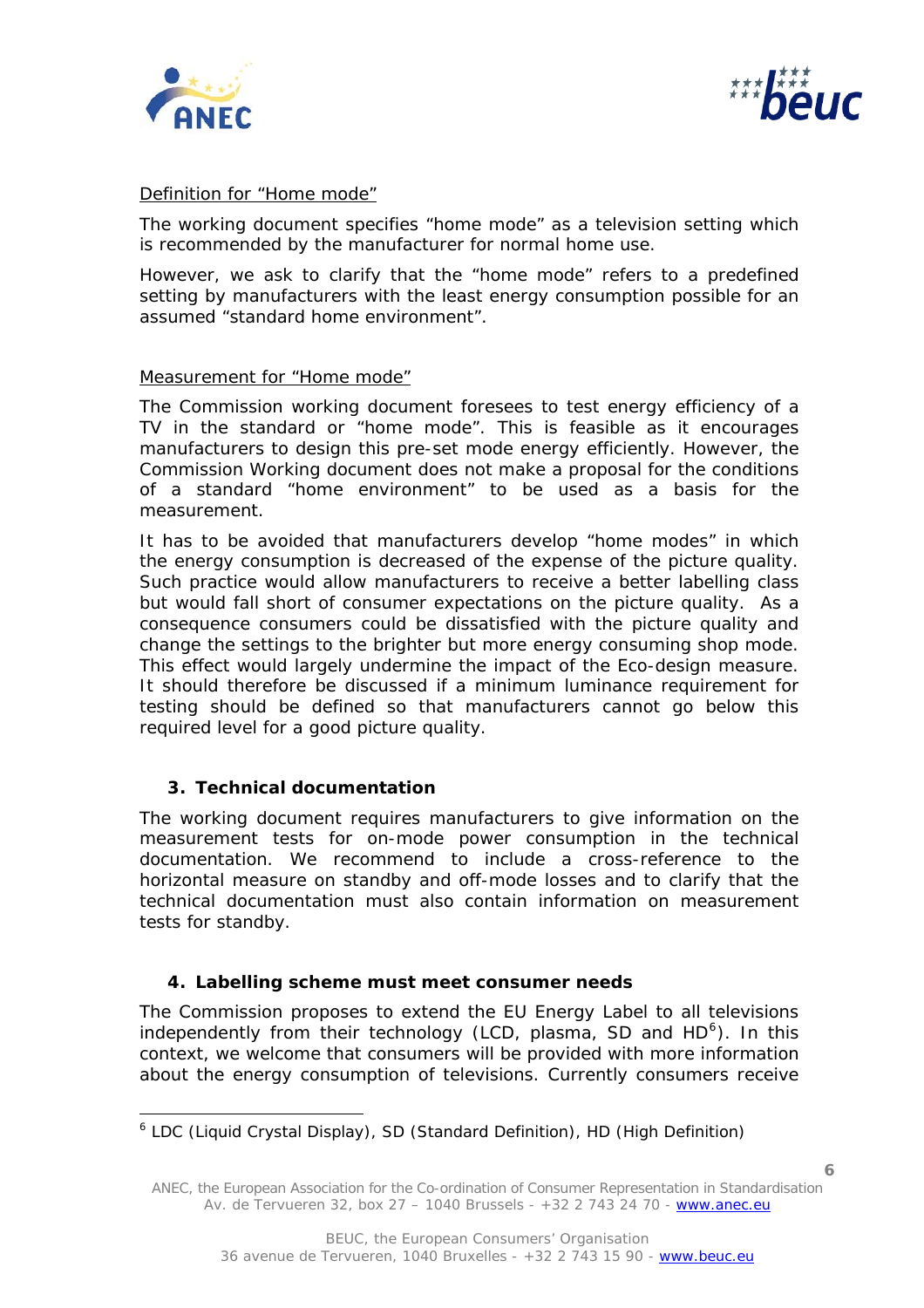Definition for "Home mode"

The working document specifies "home mode" as a television setting which is recommended by the manufacturer for normal home use.

However, we ask to clarify that the "home mode" refers to a predefined setting by manufacturers with the least energy consumption possible for an assumed "standard home environment".

Measurement for "Home mode"

The Commission working document foresees to test energy efficiency of a TV in the standard or "home mode". This is feasible as it encourages manufacturers to design this pre-set mode energy efficiently. However, the Commission Working document does not make a proposal for the conditions of a standard "home environment" to be used as a basis for the measurement.

It has to be avoided that manufacturers develop "home modes" in which the energy consumption is decreased of the expense of the picture quality. Such practice would allow manufacturers to receive a better labelling class but would fall short of consumer expectations on the picture quality. As a consequence consumers could be dissatisfied with the picture quality and change the settings to the brighter but more energy consuming shop mode. This effect would largely undermine the impact of the Eco-design measure. It should therefore be discussed if a minimum luminance requirement for testing should be defined so that manufacturers cannot go below this required level for a good picture quality.

## 3. Technical documentation

The working document requires manufacturers to give information on the measurement tests for on-mode power consumption in the technical documentation. We recommend to include a cross-reference to the horizontal measure on standby and off-mode losses and to clarify that the technical documentation must also contain information on measurement tests for standby.

## 4. Labelling scheme must meet consumer needs

The Commission proposes to extend the EU Energy Label to all televisions independently from their technology (LCD, plasma, SD and HD[6]). In this context, we welcome that consumers will be provided with more information about the energy consumption of televisions. Currently consumers receive

[6] LDC (Liquid Crystal Display), SD (Standard Definition), HD (High Definition)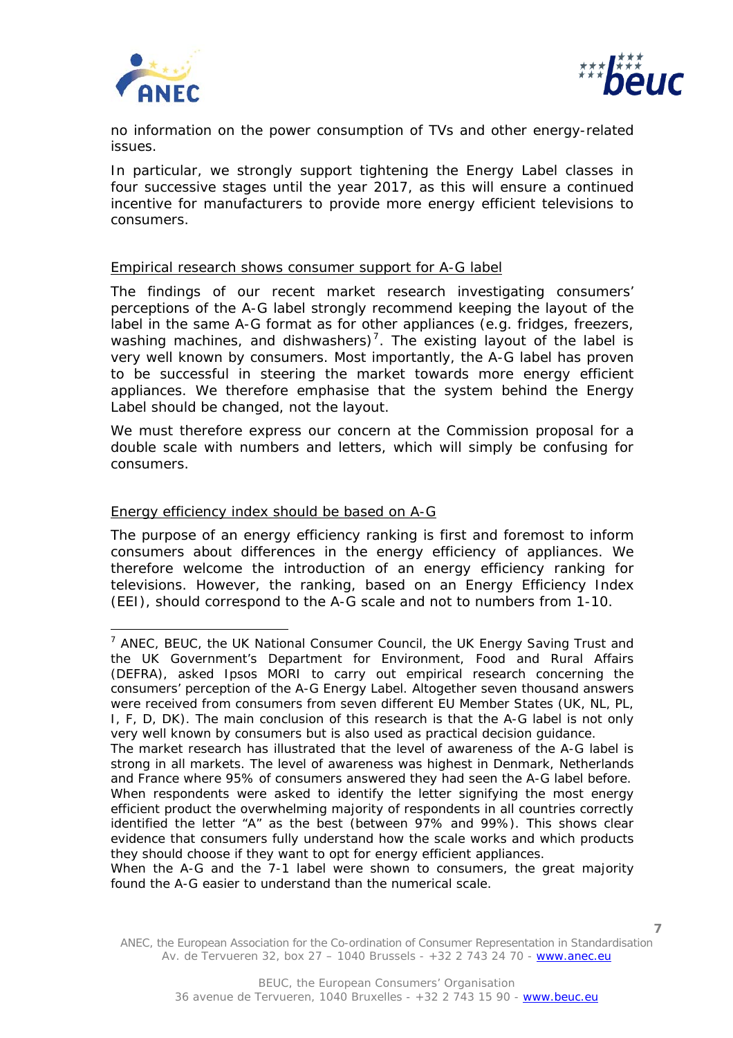no information on the power consumption of TVs and other energy-related issues.

In particular, we strongly support tightening the Energy Label classes in four successive stages until the year 2017, as this will ensure a continued incentive for manufacturers to provide more energy efficient televisions to consumers.

<u>Empirical research shows consumer support for A-G label</u>

The findings of our recent market research investigating consumers' perceptions of the A-G label strongly recommend keeping the layout of the label in the same A-G format as for other appliances (e.g. fridges, freezers, washing machines, and dishwashers)[7]. The existing layout of the label is very well known by consumers. Most importantly, the A-G label has proven to be successful in steering the market towards more energy efficient appliances. We therefore emphasise that the system behind the Energy Label should be changed, not the layout.

We must therefore express our concern at the Commission proposal for a double scale with numbers and letters, which will simply be confusing for consumers.

<u>Energy efficiency index should be based on A-G</u>

The purpose of an energy efficiency ranking is first and foremost to inform consumers about differences in the energy efficiency of appliances. We therefore welcome the introduction of an energy efficiency ranking for televisions. However, the ranking, based on an Energy Efficiency Index (EEI), should correspond to the A-G scale and not to numbers from 1-10.

---

[7] ANEC, BEUC, the UK National Consumer Council, the UK Energy Saving Trust and the UK Government's Department for Environment, Food and Rural Affairs (DEFRA), asked Ipsos MORI to carry out empirical research concerning the consumers' perception of the A-G Energy Label. Altogether seven thousand answers were received from consumers from seven different EU Member States (UK, NL, PL, I, F, D, DK). The main conclusion of this research is that the A-G label is not only very well known by consumers but is also used as practical decision guidance.
The market research has illustrated that the level of awareness of the A-G label is strong in all markets. The level of awareness was highest in Denmark, Netherlands and France where 95% of consumers answered they had seen the A-G label before. When respondents were asked to identify the letter signifying the most energy efficient product the overwhelming majority of respondents in all countries correctly identified the letter "A" as the best (between 97% and 99%). This shows clear evidence that consumers fully understand how the scale works and which products they should choose if they want to opt for energy efficient appliances.
When the A-G and the 7-1 label were shown to consumers, the great majority found the A-G easier to understand than the numerical scale.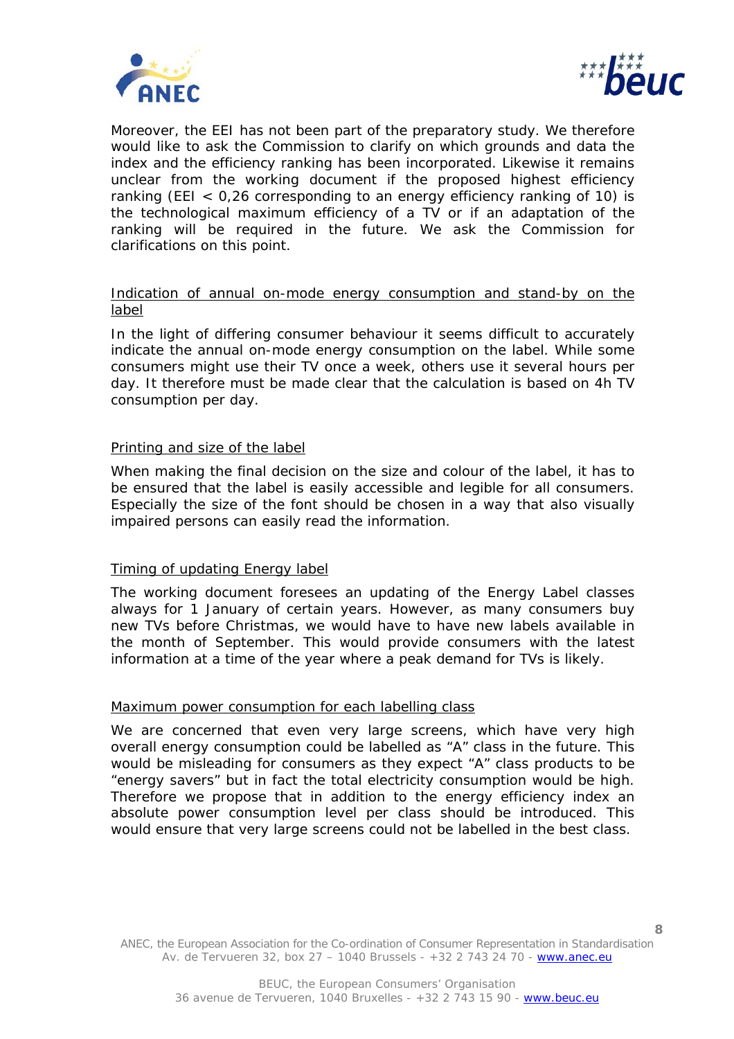Moreover, the EEI has not been part of the preparatory study. We therefore would like to ask the Commission to clarify on which grounds and data the index and the efficiency ranking has been incorporated. Likewise it remains unclear from the working document if the proposed highest efficiency ranking (EEI < 0,26 corresponding to an energy efficiency ranking of 10) is the technological maximum efficiency of a TV or if an adaptation of the ranking will be required in the future. We ask the Commission for clarifications on this point.

<u>Indication of annual on-mode energy consumption and stand-by on the label</u>

In the light of differing consumer behaviour it seems difficult to accurately indicate the annual on-mode energy consumption on the label. While some consumers might use their TV once a week, others use it several hours per day. It therefore must be made clear that the calculation is based on 4h TV consumption per day.

<u>Printing and size of the label</u>

When making the final decision on the size and colour of the label, it has to be ensured that the label is easily accessible and legible for all consumers. Especially the size of the font should be chosen in a way that also visually impaired persons can easily read the information.

<u>Timing of updating Energy label</u>

The working document foresees an updating of the Energy Label classes always for 1 January of certain years. However, as many consumers buy new TVs before Christmas, we would have to have new labels available in the month of September. This would provide consumers with the latest information at a time of the year where a peak demand for TVs is likely.

<u>Maximum power consumption for each labelling class</u>

We are concerned that even very large screens, which have very high overall energy consumption could be labelled as "A" class in the future. This would be misleading for consumers as they expect "A" class products to be "energy savers" but in fact the total electricity consumption would be high. Therefore we propose that in addition to the energy efficiency index an absolute power consumption level per class should be introduced. This would ensure that very large screens could not be labelled in the best class.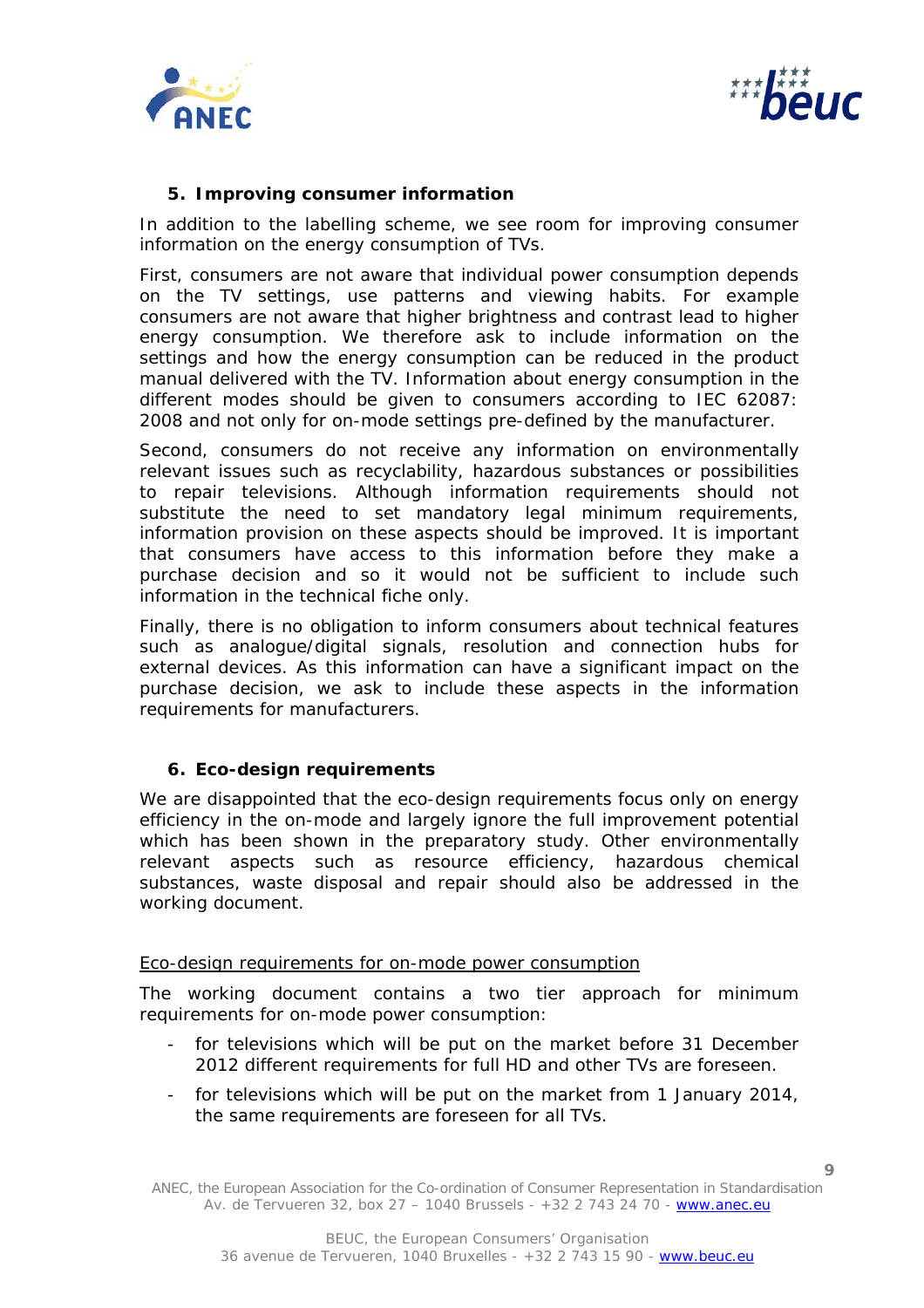## 5. Improving consumer information

In addition to the labelling scheme, we see room for improving consumer information on the energy consumption of TVs.

First, consumers are not aware that individual power consumption depends on the TV settings, use patterns and viewing habits. For example consumers are not aware that higher brightness and contrast lead to higher energy consumption. We therefore ask to include information on the settings and how the energy consumption can be reduced in the product manual delivered with the TV. Information about energy consumption in the different modes should be given to consumers according to IEC 62087: 2008 and not only for on-mode settings pre-defined by the manufacturer.

Second, consumers do not receive any information on environmentally relevant issues such as recyclability, hazardous substances or possibilities to repair televisions. Although information requirements should not substitute the need to set mandatory legal minimum requirements, information provision on these aspects should be improved. It is important that consumers have access to this information before they make a purchase decision and so it would not be sufficient to include such information in the technical fiche only.

Finally, there is no obligation to inform consumers about technical features such as analogue/digital signals, resolution and connection hubs for external devices. As this information can have a significant impact on the purchase decision, we ask to include these aspects in the information requirements for manufacturers.

## 6. Eco-design requirements

We are disappointed that the eco-design requirements focus only on energy efficiency in the on-mode and largely ignore the full improvement potential which has been shown in the preparatory study. Other environmentally relevant aspects such as resource efficiency, hazardous chemical substances, waste disposal and repair should also be addressed in the working document.

<u>Eco-design requirements for on-mode power consumption</u>

The working document contains a two tier approach for minimum requirements for on-mode power consumption:

- for televisions which will be put on the market before 31 December 2012 different requirements for full HD and other TVs are foreseen.
- for televisions which will be put on the market from 1 January 2014, the same requirements are foreseen for all TVs.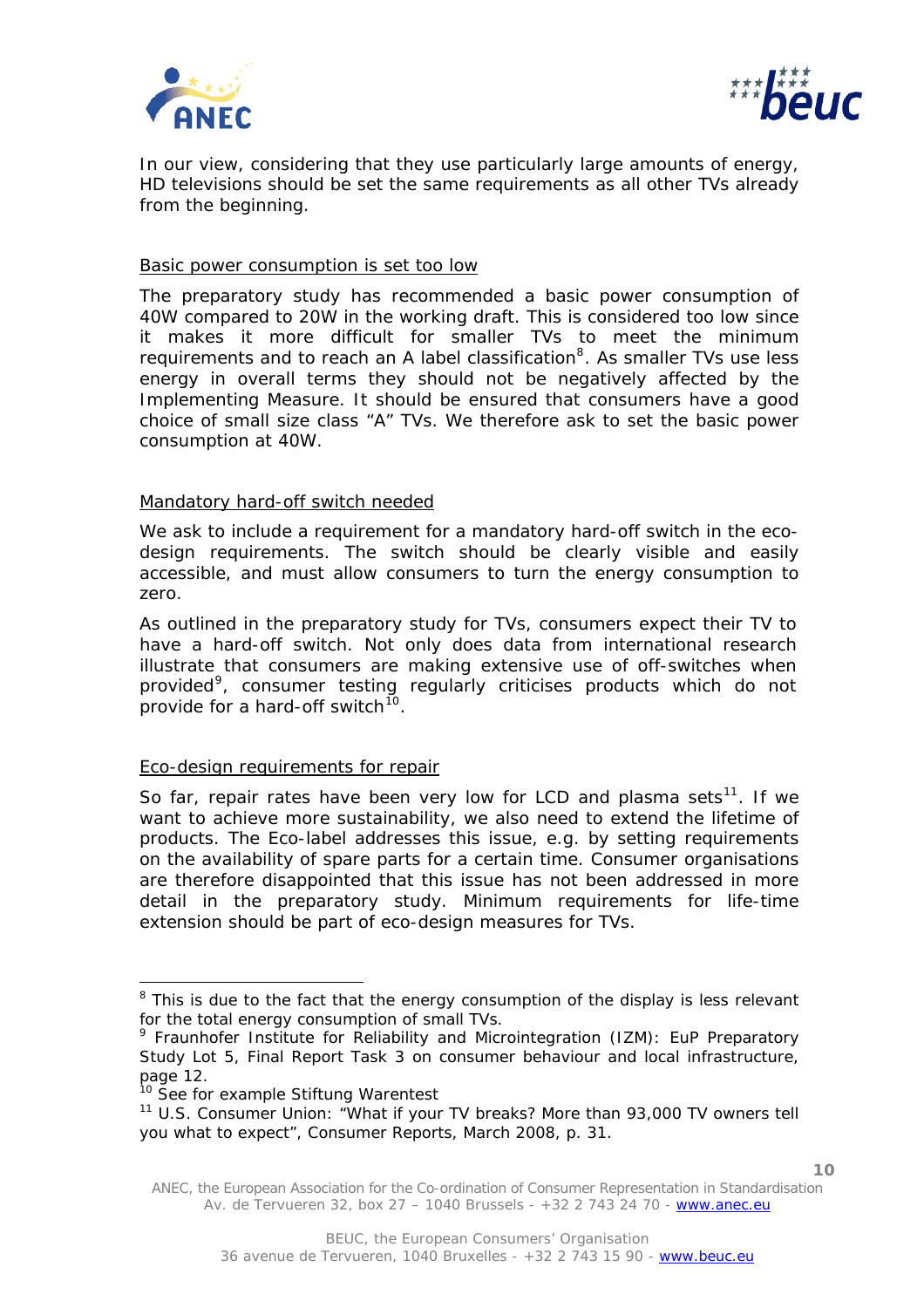In our view, considering that they use particularly large amounts of energy, HD televisions should be set the same requirements as all other TVs already from the beginning.

### Basic power consumption is set too low

The preparatory study has recommended a basic power consumption of 40W compared to 20W in the working draft. This is considered too low since it makes it more difficult for smaller TVs to meet the minimum requirements and to reach an A label classification[8]. As smaller TVs use less energy in overall terms they should not be negatively affected by the Implementing Measure. It should be ensured that consumers have a good choice of small size class "A" TVs. We therefore ask to set the basic power consumption at 40W.

### Mandatory hard-off switch needed

We ask to include a requirement for a mandatory hard-off switch in the eco-design requirements. The switch should be clearly visible and easily accessible, and must allow consumers to turn the energy consumption to zero.

As outlined in the preparatory study for TVs, consumers expect their TV to have a hard-off switch. Not only does data from international research illustrate that consumers are making extensive use of off-switches when provided[9], consumer testing regularly criticises products which do not provide for a hard-off switch[10].

### Eco-design requirements for repair

So far, repair rates have been very low for LCD and plasma sets[11]. If we want to achieve more sustainability, we also need to extend the lifetime of products. The Eco-label addresses this issue, e.g. by setting requirements on the availability of spare parts for a certain time. Consumer organisations are therefore disappointed that this issue has not been addressed in more detail in the preparatory study. Minimum requirements for life-time extension should be part of eco-design measures for TVs.

---

[8] This is due to the fact that the energy consumption of the display is less relevant for the total energy consumption of small TVs.

[9] Fraunhofer Institute for Reliability and Microintegration (IZM): EuP Preparatory Study Lot 5, Final Report Task 3 on consumer behaviour and local infrastructure, page 12.

[10] See for example Stiftung Warentest

[11] U.S. Consumer Union: "What if your TV breaks? More than 93,000 TV owners tell you what to expect", Consumer Reports, March 2008, p. 31.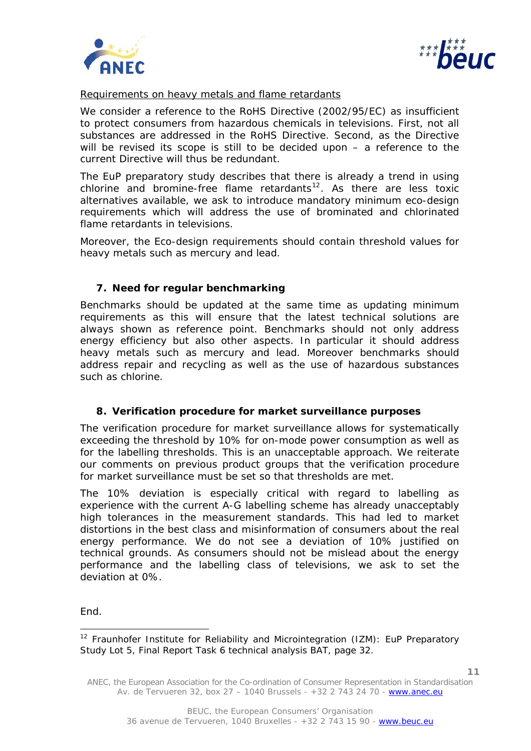Requirements on heavy metals and flame retardants

We consider a reference to the RoHS Directive (2002/95/EC) as insufficient to protect consumers from hazardous chemicals in televisions. First, not all substances are addressed in the RoHS Directive. Second, as the Directive will be revised its scope is still to be decided upon – a reference to the current Directive will thus be redundant.

The EuP preparatory study describes that there is already a trend in using chlorine and bromine-free flame retardants[12]. As there are less toxic alternatives available, we ask to introduce mandatory minimum eco-design requirements which will address the use of brominated and chlorinated flame retardants in televisions.

Moreover, the Eco-design requirements should contain threshold values for heavy metals such as mercury and lead.

## 7. Need for regular benchmarking

Benchmarks should be updated at the same time as updating minimum requirements as this will ensure that the latest technical solutions are always shown as reference point. Benchmarks should not only address energy efficiency but also other aspects. In particular it should address heavy metals such as mercury and lead. Moreover benchmarks should address repair and recycling as well as the use of hazardous substances such as chlorine.

## 8. Verification procedure for market surveillance purposes

The verification procedure for market surveillance allows for systematically exceeding the threshold by 10% for on-mode power consumption as well as for the labelling thresholds. This is an unacceptable approach. We reiterate our comments on previous product groups that the verification procedure for market surveillance must be set so that thresholds are met.

The 10% deviation is especially critical with regard to labelling as experience with the current A-G labelling scheme has already unacceptably high tolerances in the measurement standards. This had led to market distortions in the best class and misinformation of consumers about the real energy performance. We do not see a deviation of 10% justified on technical grounds. As consumers should not be mislead about the energy performance and the labelling class of televisions, we ask to set the deviation at 0%.

End.

---

[12] Fraunhofer Institute for Reliability and Microintegration (IZM): EuP Preparatory Study Lot 5, Final Report Task 6 technical analysis BAT, page 32.

ANEC, the European Association for the Co-ordination of Consumer Representation in Standardisation
Av. de Tervueren 32, box 27 – 1040 Brussels - +32 2 743 24 70 - www.anec.eu

BEUC, the European Consumers' Organisation
36 avenue de Tervueren, 1040 Bruxelles - +32 2 743 15 90 - www.beuc.eu